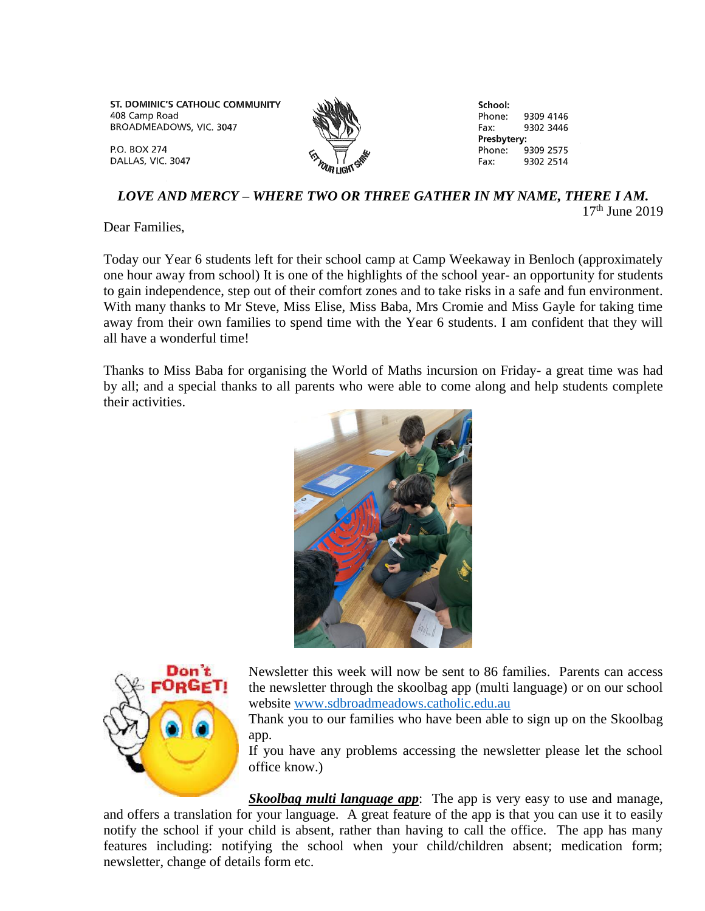ST. DOMINIC'S CATHOLIC COMMUNITY
408 Camp Road
BROADMEADOWS, VIC. 3047

P.O. BOX 274
DALLAS, VIC. 3047

**School:**
Phone: 9309 4146
Fax: 9302 3446
**Presbytery:**
Phone: 9309 2575
Fax: 9302 2514

***LOVE AND MERCY – WHERE TWO OR THREE GATHER IN MY NAME, THERE I AM.***

17th June 2019

Dear Families,

Today our Year 6 students left for their school camp at Camp Weekaway in Benloch (approximately one hour away from school) It is one of the highlights of the school year- an opportunity for students to gain independence, step out of their comfort zones and to take risks in a safe and fun environment. With many thanks to Mr Steve, Miss Elise, Miss Baba, Mrs Cromie and Miss Gayle for taking time away from their own families to spend time with the Year 6 students. I am confident that they will all have a wonderful time!

Thanks to Miss Baba for organising the World of Maths incursion on Friday- a great time was had by all; and a special thanks to all parents who were able to come along and help students complete their activities.

Newsletter this week will now be sent to 86 families. Parents can access the newsletter through the skoolbag app (multi language) or on our school website [www.sdbroadmeadows.catholic.edu.au](http://www.sdbroadmeadows.catholic.edu.au)
Thank you to our families who have been able to sign up on the Skoolbag app.
If you have any problems accessing the newsletter please let the school office know.)

***Skoolbag multi language app***: The app is very easy to use and manage, and offers a translation for your language. A great feature of the app is that you can use it to easily notify the school if your child is absent, rather than having to call the office. The app has many features including: notifying the school when your child/children absent; medication form; newsletter, change of details form etc.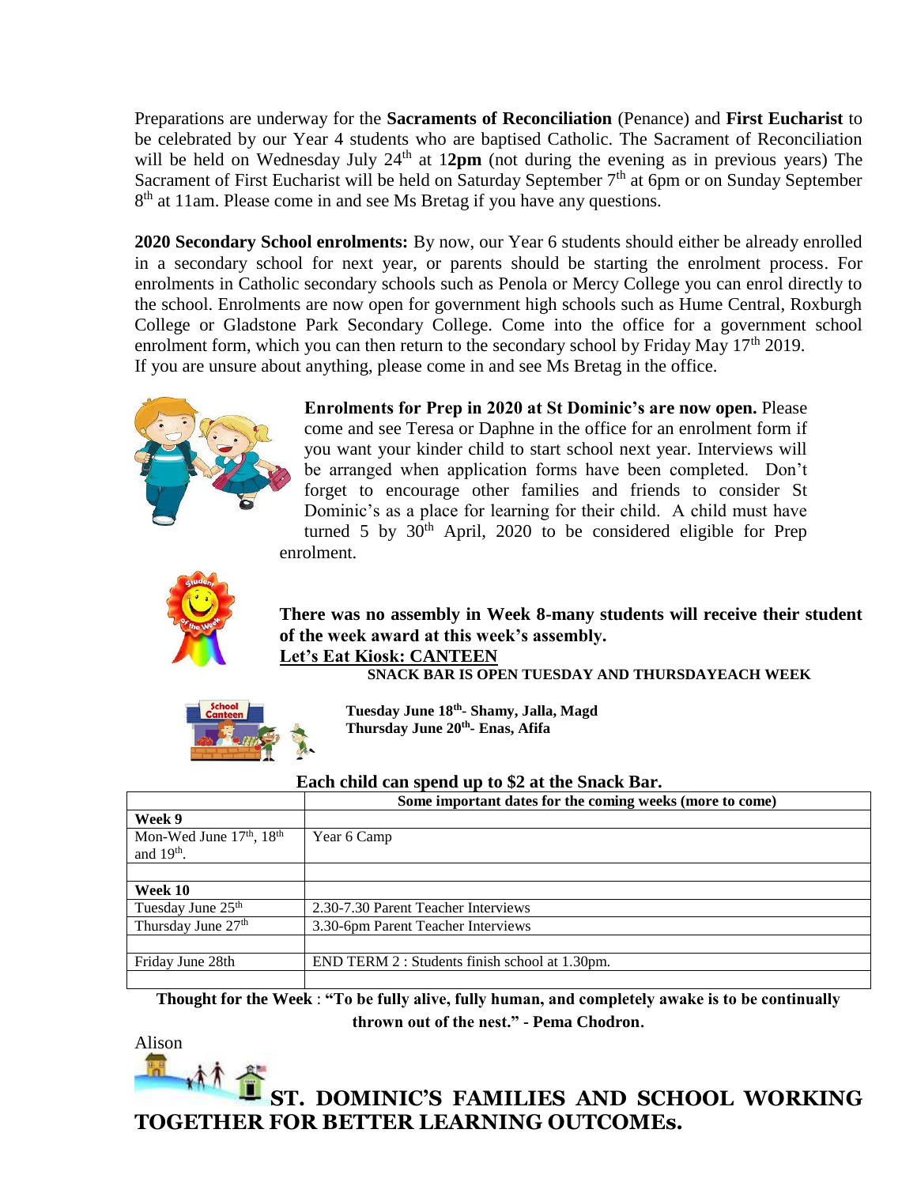Preparations are underway for the **Sacraments of Reconciliation** (Penance) and **First Eucharist** to be celebrated by our Year 4 students who are baptised Catholic. The Sacrament of Reconciliation will be held on Wednesday July 24th at 1**2pm** (not during the evening as in previous years) The Sacrament of First Eucharist will be held on Saturday September 7th at 6pm or on Sunday September 8th at 11am. Please come in and see Ms Bretag if you have any questions.

**2020 Secondary School enrolments:** By now, our Year 6 students should either be already enrolled in a secondary school for next year, or parents should be starting the enrolment process. For enrolments in Catholic secondary schools such as Penola or Mercy College you can enrol directly to the school. Enrolments are now open for government high schools such as Hume Central, Roxburgh College or Gladstone Park Secondary College. Come into the office for a government school enrolment form, which you can then return to the secondary school by Friday May 17th 2019.
If you are unsure about anything, please come in and see Ms Bretag in the office.

**Enrolments for Prep in 2020 at St Dominic's are now open.** Please come and see Teresa or Daphne in the office for an enrolment form if you want your kinder child to start school next year. Interviews will be arranged when application forms have been completed. Don't forget to encourage other families and friends to consider St Dominic's as a place for learning for their child. A child must have turned 5 by 30th April, 2020 to be considered eligible for Prep enrolment.

**There was no assembly in Week 8-many students will receive their student of the week award at this week's assembly.**

**Let's Eat Kiosk: CANTEEN**

**SNACK BAR IS OPEN TUESDAY AND THURSDAYEACH WEEK**

**Tuesday June 18th- Shamy, Jalla, Magd**
**Thursday June 20th- Enas, Afifa**

**Each child can spend up to $2 at the Snack Bar.**

| | **Some important dates for the coming weeks (more to come)** |
|---|---|
| **Week 9** | |
| Mon-Wed June 17th, 18th and 19th. | Year 6 Camp |
| | |
| **Week 10** | |
| Tuesday June 25th | 2.30-7.30 Parent Teacher Interviews |
| Thursday June 27th | 3.30-6pm Parent Teacher Interviews |
| | |
| Friday June 28th | END TERM 2 : Students finish school at 1.30pm. |
| | |

**Thought for the Week** : **"To be fully alive, fully human, and completely awake is to be continually thrown out of the nest." - Pema Chodron.**

Alison

**ST. DOMINIC'S FAMILIES AND SCHOOL WORKING TOGETHER FOR BETTER LEARNING OUTCOMEs.**